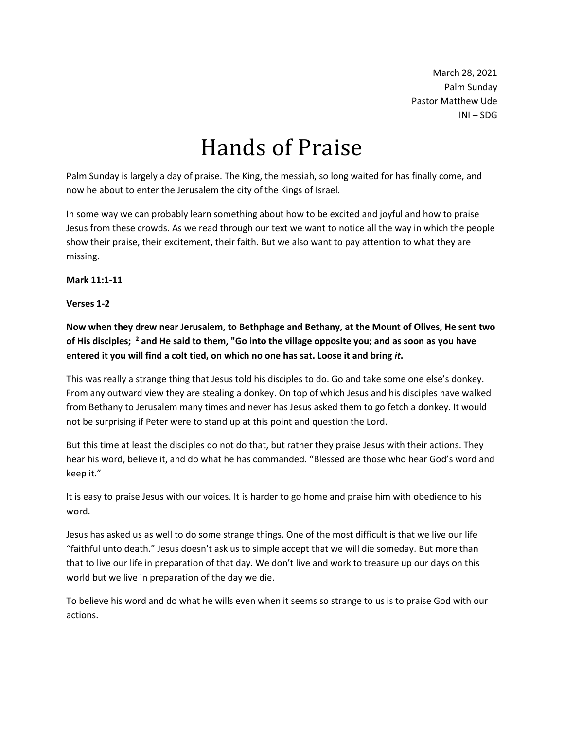March 28, 2021
Palm Sunday
Pastor Matthew Ude
INI – SDG

# Hands of Praise

Palm Sunday is largely a day of praise. The King, the messiah, so long waited for has finally come, and now he about to enter the Jerusalem the city of the Kings of Israel.

In some way we can probably learn something about how to be excited and joyful and how to praise Jesus from these crowds. As we read through our text we want to notice all the way in which the people show their praise, their excitement, their faith. But we also want to pay attention to what they are missing.

**Mark 11:1-11**

**Verses 1-2**

**Now when they drew near Jerusalem, to Bethphage and Bethany, at the Mount of Olives, He sent two of His disciples; [2] and He said to them, "Go into the village opposite you; and as soon as you have entered it you will find a colt tied, on which no one has sat. Loose it and bring *it*.**

This was really a strange thing that Jesus told his disciples to do. Go and take some one else's donkey. From any outward view they are stealing a donkey. On top of which Jesus and his disciples have walked from Bethany to Jerusalem many times and never has Jesus asked them to go fetch a donkey. It would not be surprising if Peter were to stand up at this point and question the Lord.

But this time at least the disciples do not do that, but rather they praise Jesus with their actions. They hear his word, believe it, and do what he has commanded. "Blessed are those who hear God's word and keep it."

It is easy to praise Jesus with our voices. It is harder to go home and praise him with obedience to his word.

Jesus has asked us as well to do some strange things. One of the most difficult is that we live our life "faithful unto death." Jesus doesn't ask us to simple accept that we will die someday. But more than that to live our life in preparation of that day. We don't live and work to treasure up our days on this world but we live in preparation of the day we die.

To believe his word and do what he wills even when it seems so strange to us is to praise God with our actions.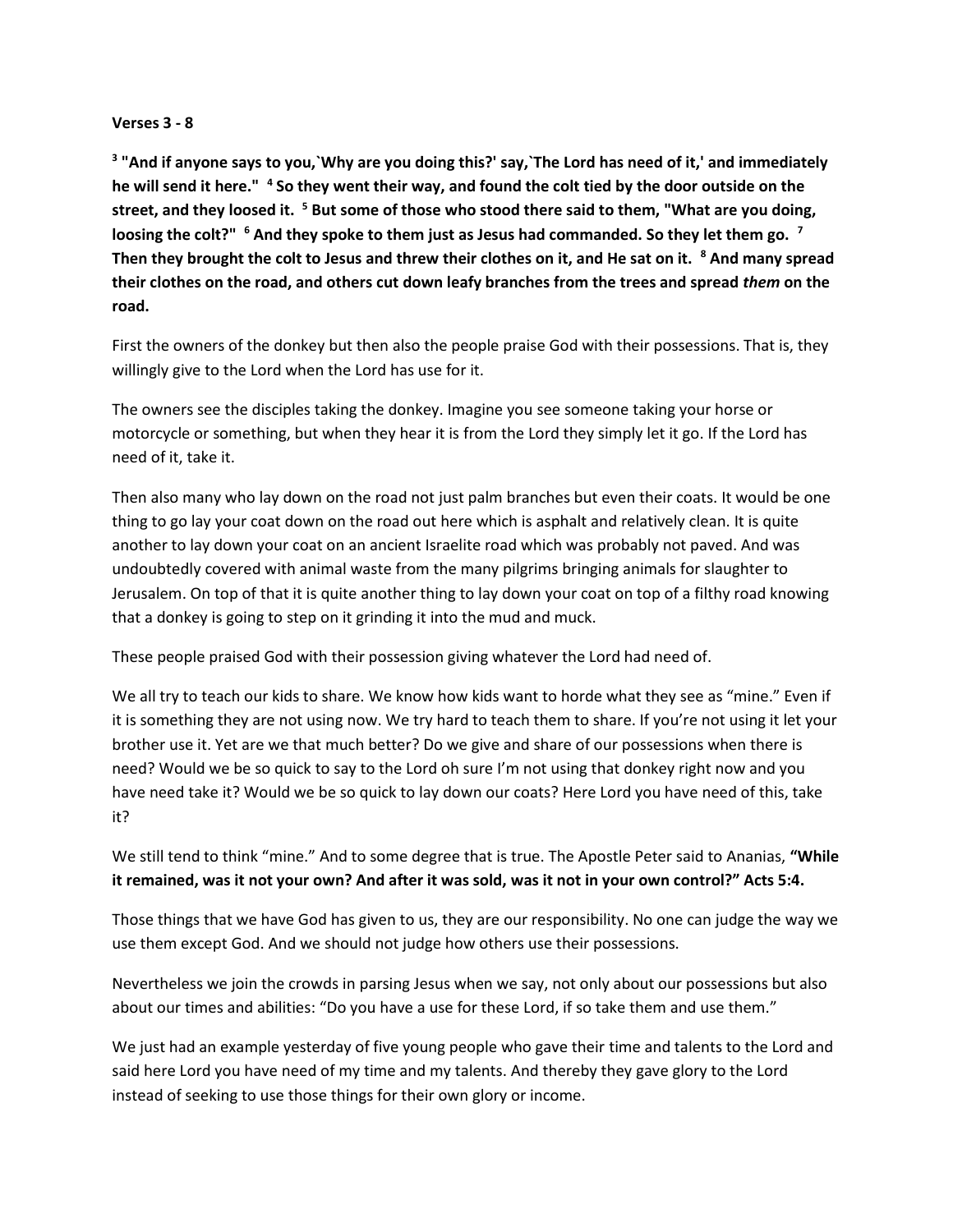**Verses 3 - 8**

**[3] "And if anyone says to you,`Why are you doing this?' say,`The Lord has need of it,' and immediately he will send it here." [4] So they went their way, and found the colt tied by the door outside on the street, and they loosed it. [5] But some of those who stood there said to them, "What are you doing, loosing the colt?" [6] And they spoke to them just as Jesus had commanded. So they let them go. [7] Then they brought the colt to Jesus and threw their clothes on it, and He sat on it. [8] And many spread their clothes on the road, and others cut down leafy branches from the trees and spread *them* on the road.**

First the owners of the donkey but then also the people praise God with their possessions. That is, they willingly give to the Lord when the Lord has use for it.

The owners see the disciples taking the donkey. Imagine you see someone taking your horse or motorcycle or something, but when they hear it is from the Lord they simply let it go. If the Lord has need of it, take it.

Then also many who lay down on the road not just palm branches but even their coats. It would be one thing to go lay your coat down on the road out here which is asphalt and relatively clean. It is quite another to lay down your coat on an ancient Israelite road which was probably not paved. And was undoubtedly covered with animal waste from the many pilgrims bringing animals for slaughter to Jerusalem. On top of that it is quite another thing to lay down your coat on top of a filthy road knowing that a donkey is going to step on it grinding it into the mud and muck.

These people praised God with their possession giving whatever the Lord had need of.

We all try to teach our kids to share. We know how kids want to horde what they see as "mine." Even if it is something they are not using now. We try hard to teach them to share. If you're not using it let your brother use it. Yet are we that much better? Do we give and share of our possessions when there is need? Would we be so quick to say to the Lord oh sure I'm not using that donkey right now and you have need take it? Would we be so quick to lay down our coats? Here Lord you have need of this, take it?

We still tend to think "mine." And to some degree that is true. The Apostle Peter said to Ananias, **"While it remained, was it not your own? And after it was sold, was it not in your own control?" Acts 5:4.**

Those things that we have God has given to us, they are our responsibility. No one can judge the way we use them except God. And we should not judge how others use their possessions.

Nevertheless we join the crowds in parsing Jesus when we say, not only about our possessions but also about our times and abilities: "Do you have a use for these Lord, if so take them and use them."

We just had an example yesterday of five young people who gave their time and talents to the Lord and said here Lord you have need of my time and my talents. And thereby they gave glory to the Lord instead of seeking to use those things for their own glory or income.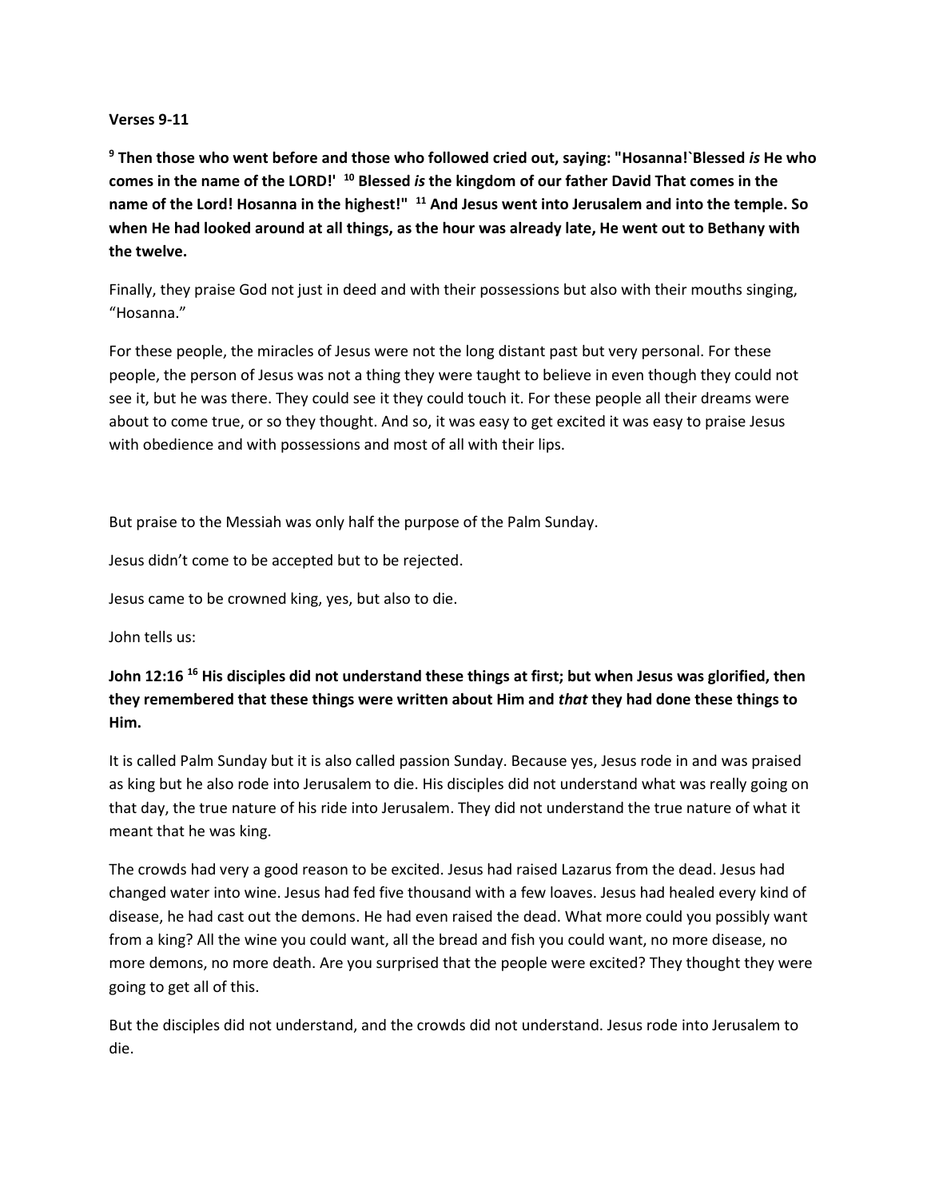**Verses 9-11**

**[9] Then those who went before and those who followed cried out, saying: "Hosanna!`Blessed *is* He who comes in the name of the LORD!' [10] Blessed *is* the kingdom of our father David That comes in the name of the Lord! Hosanna in the highest!" [11] And Jesus went into Jerusalem and into the temple. So when He had looked around at all things, as the hour was already late, He went out to Bethany with the twelve.**

Finally, they praise God not just in deed and with their possessions but also with their mouths singing, "Hosanna."

For these people, the miracles of Jesus were not the long distant past but very personal. For these people, the person of Jesus was not a thing they were taught to believe in even though they could not see it, but he was there. They could see it they could touch it. For these people all their dreams were about to come true, or so they thought. And so, it was easy to get excited it was easy to praise Jesus with obedience and with possessions and most of all with their lips.

But praise to the Messiah was only half the purpose of the Palm Sunday.

Jesus didn't come to be accepted but to be rejected.

Jesus came to be crowned king, yes, but also to die.

John tells us:

**John 12:16 [16] His disciples did not understand these things at first; but when Jesus was glorified, then they remembered that these things were written about Him and *that* they had done these things to Him.**

It is called Palm Sunday but it is also called passion Sunday. Because yes, Jesus rode in and was praised as king but he also rode into Jerusalem to die. His disciples did not understand what was really going on that day, the true nature of his ride into Jerusalem. They did not understand the true nature of what it meant that he was king.

The crowds had very a good reason to be excited. Jesus had raised Lazarus from the dead. Jesus had changed water into wine. Jesus had fed five thousand with a few loaves. Jesus had healed every kind of disease, he had cast out the demons. He had even raised the dead. What more could you possibly want from a king? All the wine you could want, all the bread and fish you could want, no more disease, no more demons, no more death. Are you surprised that the people were excited? They thought they were going to get all of this.

But the disciples did not understand, and the crowds did not understand. Jesus rode into Jerusalem to die.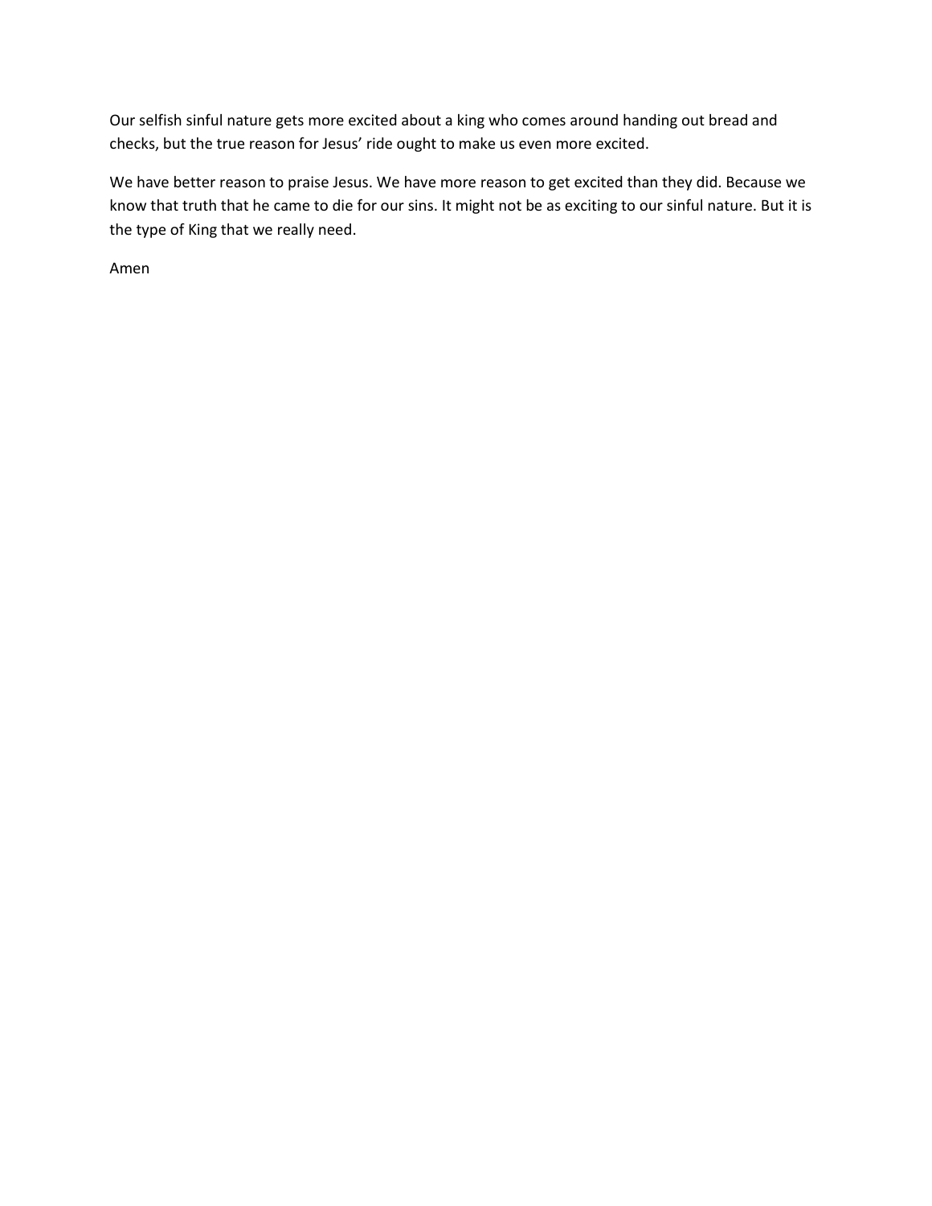Our selfish sinful nature gets more excited about a king who comes around handing out bread and checks, but the true reason for Jesus' ride ought to make us even more excited.

We have better reason to praise Jesus. We have more reason to get excited than they did. Because we know that truth that he came to die for our sins. It might not be as exciting to our sinful nature. But it is the type of King that we really need.

Amen